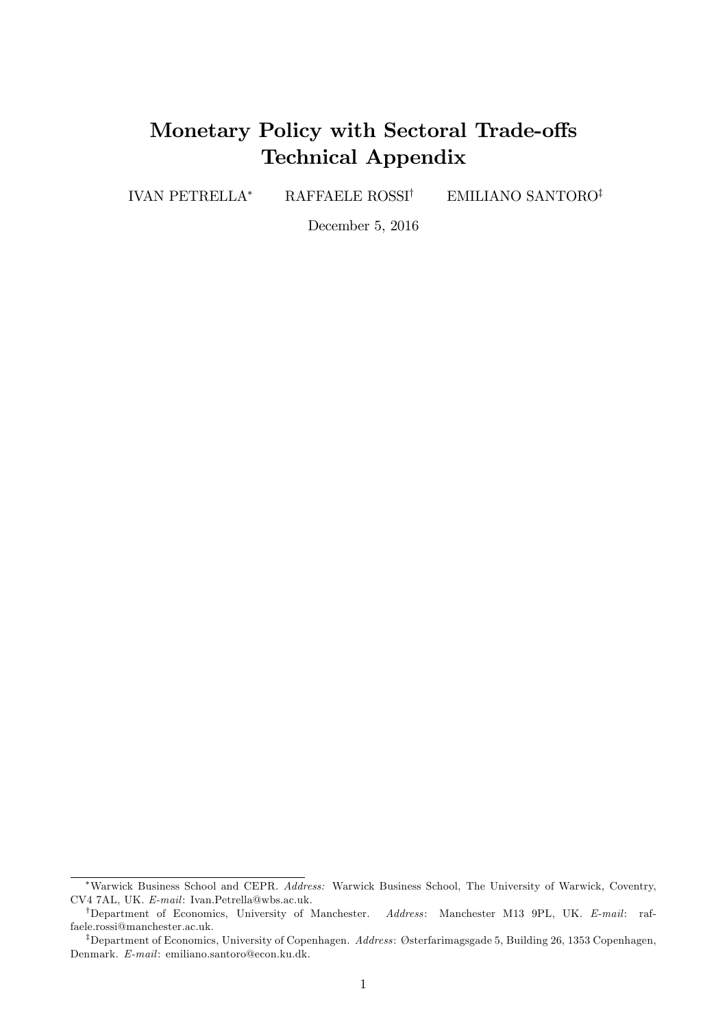# Monetary Policy with Sectoral Trade-offs
# Technical Appendix

IVAN PETRELLA[*] RAFFAELE ROSSI[†] EMILIANO SANTORO[‡]

December 5, 2016

---

[*]Warwick Business School and CEPR. *Address:* Warwick Business School, The University of Warwick, Coventry, CV4 7AL, UK. *E-mail*: Ivan.Petrella@wbs.ac.uk.

[†]Department of Economics, University of Manchester. *Address*: Manchester M13 9PL, UK. *E-mail*: raffaele.rossi@manchester.ac.uk.

[‡]Department of Economics, University of Copenhagen. *Address*: Østerfarimagsgade 5, Building 26, 1353 Copenhagen, Denmark. *E-mail*: emiliano.santoro@econ.ku.dk.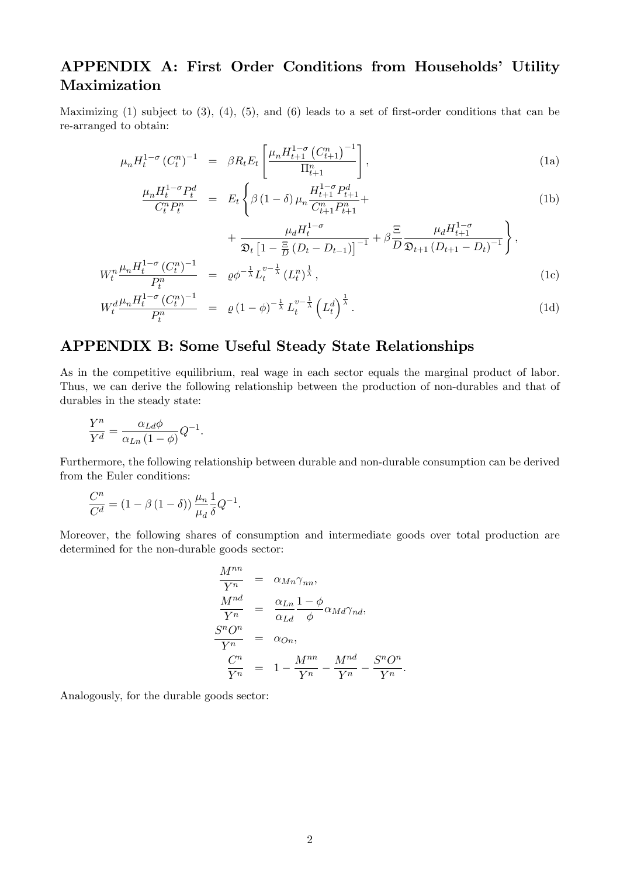## APPENDIX A: First Order Conditions from Households' Utility Maximization

Maximizing (1) subject to (3), (4), (5), and (6) leads to a set of first-order conditions that can be re-arranged to obtain:

$$\mu_n H_t^{1-\sigma} \left(C_t^n\right)^{-1} = \beta R_t E_t \left[ \frac{\mu_n H_{t+1}^{1-\sigma} \left(C_{t+1}^n\right)^{-1}}{\Pi_{t+1}^n} \right], \tag{1a}$$

$$\begin{aligned} \frac{\mu_n H_t^{1-\sigma} P_t^d}{C_t^n P_t^n} &= E_t \left\{ \beta (1-\delta) \mu_n \frac{H_{t+1}^{1-\sigma} P_{t+1}^d}{C_{t+1}^n P_{t+1}^n} + \right. \\ &\quad \left. + \frac{\mu_d H_t^{1-\sigma}}{\mathfrak{D}_t \left[1 - \frac{\Xi}{D}\left(D_t - D_{t-1}\right)\right]^{-1}} + \beta \frac{\Xi}{D} \frac{\mu_d H_{t+1}^{1-\sigma}}{\mathfrak{D}_{t+1}\left(D_{t+1} - D_t\right)^{-1}} \right\}, \end{aligned} \tag{1b}$$

$$W_t^n \frac{\mu_n H_t^{1-\sigma} \left(C_t^n\right)^{-1}}{P_t^n} = \varrho \phi^{-\frac{1}{\lambda}} L_t^{v-\frac{1}{\lambda}} \left(L_t^n\right)^{\frac{1}{\lambda}}, \tag{1c}$$

$$W_t^d \frac{\mu_n H_t^{1-\sigma} \left(C_t^n\right)^{-1}}{P_t^n} = \varrho (1-\phi)^{-\frac{1}{\lambda}} L_t^{v-\frac{1}{\lambda}} \left(L_t^d\right)^{\frac{1}{\lambda}}. \tag{1d}$$

## APPENDIX B: Some Useful Steady State Relationships

As in the competitive equilibrium, real wage in each sector equals the marginal product of labor. Thus, we can derive the following relationship between the production of non-durables and that of durables in the steady state:

$$\frac{Y^n}{Y^d} = \frac{\alpha_{Ld}\phi}{\alpha_{Ln}(1-\phi)} Q^{-1}.$$

Furthermore, the following relationship between durable and non-durable consumption can be derived from the Euler conditions:

$$\frac{C^n}{C^d} = \left(1 - \beta(1-\delta)\right) \frac{\mu_n}{\mu_d} \frac{1}{\delta} Q^{-1}.$$

Moreover, the following shares of consumption and intermediate goods over total production are determined for the non-durable goods sector:

$$\begin{aligned} \frac{M^{nn}}{Y^n} &= \alpha_{Mn}\gamma_{nn}, \\ \frac{M^{nd}}{Y^n} &= \frac{\alpha_{Ln}}{\alpha_{Ld}} \frac{1-\phi}{\phi} \alpha_{Md}\gamma_{nd}, \\ \frac{S^n O^n}{Y^n} &= \alpha_{On}, \\ \frac{C^n}{Y^n} &= 1 - \frac{M^{nn}}{Y^n} - \frac{M^{nd}}{Y^n} - \frac{S^n O^n}{Y^n}. \end{aligned}$$

Analogously, for the durable goods sector: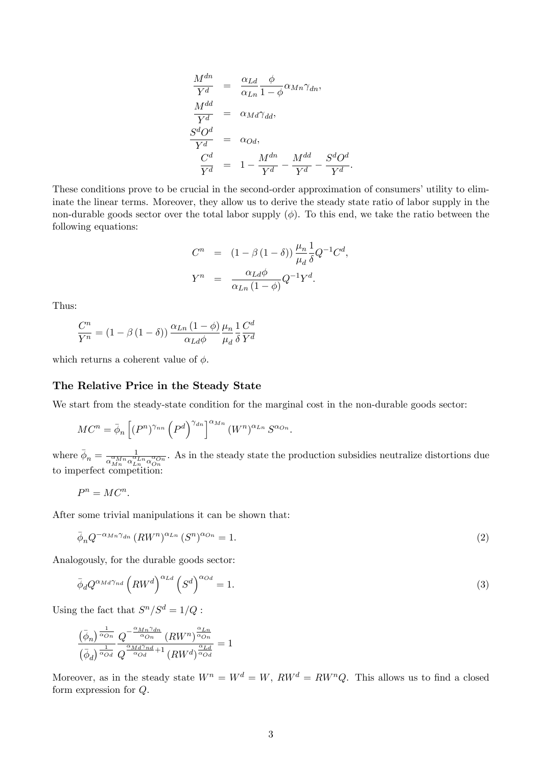$$
\begin{aligned}
\frac{M^{dn}}{Y^d} &= \frac{\alpha_{Ld}}{\alpha_{Ln}}\frac{\phi}{1-\phi}\alpha_{Mn}\gamma_{dn}, \\
\frac{M^{dd}}{Y^d} &= \alpha_{Md}\gamma_{dd}, \\
\frac{S^d O^d}{Y^d} &= \alpha_{Od}, \\
\frac{C^d}{Y^d} &= 1 - \frac{M^{dn}}{Y^d} - \frac{M^{dd}}{Y^d} - \frac{S^d O^d}{Y^d}.
\end{aligned}
$$

These conditions prove to be crucial in the second-order approximation of consumers' utility to eliminate the linear terms. Moreover, they allow us to derive the steady state ratio of labor supply in the non-durable goods sector over the total labor supply ($\phi$). To this end, we take the ratio between the following equations:

$$
\begin{aligned}
C^n &= \left(1-\beta\left(1-\delta\right)\right)\frac{\mu_n}{\mu_d}\frac{1}{\delta}Q^{-1}C^d, \\
Y^n &= \frac{\alpha_{Ld}\phi}{\alpha_{Ln}\left(1-\phi\right)}Q^{-1}Y^d.
\end{aligned}
$$

Thus:

$$
\frac{C^n}{Y^n} = \left(1-\beta\left(1-\delta\right)\right)\frac{\alpha_{Ln}\left(1-\phi\right)}{\alpha_{Ld}\phi}\frac{\mu_n}{\mu_d}\frac{1}{\delta}\frac{C^d}{Y^d}
$$

which returns a coherent value of $\phi$.

### The Relative Price in the Steady State

We start from the steady-state condition for the marginal cost in the non-durable goods sector:

$$
MC^n = \bar{\phi}_n\left[\left(P^n\right)^{\gamma_{nn}}\left(P^d\right)^{\gamma_{dn}}\right]^{\alpha_{Mn}}\left(W^n\right)^{\alpha_{Ln}}S^{\alpha_{On}}.
$$

where $\bar{\phi}_n = \frac{1}{\alpha_{Mn}^{\alpha_{Mn}}\alpha_{Ln}^{\alpha_{Ln}}\alpha_{On}^{\alpha_{On}}}$. As in the steady state the production subsidies neutralize distortions due to imperfect competition:

$$
P^n = MC^n.
$$

After some trivial manipulations it can be shown that:

$$
\bar{\phi}_n Q^{-\alpha_{Mn}\gamma_{dn}}\left(RW^n\right)^{\alpha_{Ln}}\left(S^n\right)^{\alpha_{On}} = 1. \tag{2}
$$

Analogously, for the durable goods sector:

$$
\bar{\phi}_d Q^{\alpha_{Md}\gamma_{nd}}\left(RW^d\right)^{\alpha_{Ld}}\left(S^d\right)^{\alpha_{Od}} = 1. \tag{3}
$$

Using the fact that $S^n/S^d = 1/Q$ :

$$
\frac{\left(\bar{\phi}_n\right)^{\frac{1}{\alpha_{On}}}}{\left(\bar{\phi}_d\right)^{\frac{1}{\alpha_{Od}}}}\frac{Q^{-\frac{\alpha_{Mn}\gamma_{dn}}{\alpha_{On}}}}{Q^{\frac{\alpha_{Md}\gamma_{nd}}{\alpha_{Od}}+1}}\frac{\left(RW^n\right)^{\frac{\alpha_{Ln}}{\alpha_{On}}}}{\left(RW^d\right)^{\frac{\alpha_{Ld}}{\alpha_{Od}}}} = 1
$$

Moreover, as in the steady state $W^n = W^d = W$, $RW^d = RW^n Q$. This allows us to find a closed form expression for $Q$.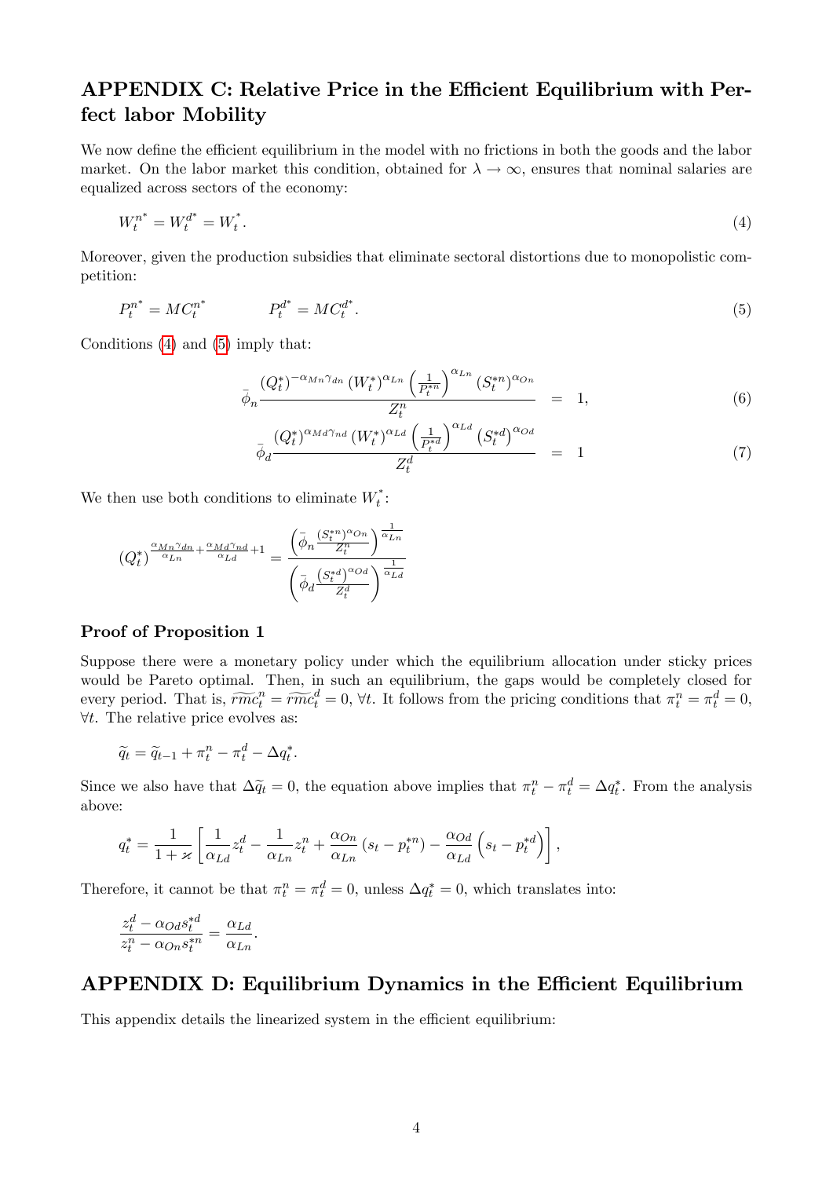## APPENDIX C: Relative Price in the Efficient Equilibrium with Perfect labor Mobility

We now define the efficient equilibrium in the model with no frictions in both the goods and the labor market. On the labor market this condition, obtained for $\lambda \to \infty$, ensures that nominal salaries are equalized across sectors of the economy:

$$W_t^{n^*} = W_t^{d^*} = W_t^*. \tag{4}$$

Moreover, given the production subsidies that eliminate sectoral distortions due to monopolistic competition:

$$P_t^{n^*} = MC_t^{n^*} \qquad\qquad P_t^{d^*} = MC_t^{d^*}. \tag{5}$$

Conditions (4) and (5) imply that:

$$\bar{\phi}_n \frac{(Q_t^*)^{-\alpha_{Mn}\gamma_{dn}} (W_t^*)^{\alpha_{Ln}} \left(\frac{1}{P_t^{*n}}\right)^{\alpha_{Ln}} (S_t^{*n})^{\alpha_{On}}}{Z_t^n} = 1, \tag{6}$$

$$\bar{\phi}_d \frac{(Q_t^*)^{\alpha_{Md}\gamma_{nd}} (W_t^*)^{\alpha_{Ld}} \left(\frac{1}{P_t^{*d}}\right)^{\alpha_{Ld}} (S_t^{*d})^{\alpha_{Od}}}{Z_t^d} = 1 \tag{7}$$

We then use both conditions to eliminate $W_t^*$:

$$(Q_t^*)^{\frac{\alpha_{Mn}\gamma_{dn}}{\alpha_{Ln}} + \frac{\alpha_{Md}\gamma_{nd}}{\alpha_{Ld}} + 1} = \frac{\left(\bar{\phi}_n \frac{(S_t^{*n})^{\alpha_{On}}}{Z_t^n}\right)^{\frac{1}{\alpha_{Ln}}}}{\left(\bar{\phi}_d \frac{(S_t^{*d})^{\alpha_{Od}}}{Z_t^d}\right)^{\frac{1}{\alpha_{Ld}}}}$$

### Proof of Proposition 1

Suppose there were a monetary policy under which the equilibrium allocation under sticky prices would be Pareto optimal. Then, in such an equilibrium, the gaps would be completely closed for every period. That is, $\widetilde{rmc}_t^n = \widetilde{rmc}_t^d = 0$, $\forall t$. It follows from the pricing conditions that $\pi_t^n = \pi_t^d = 0$, $\forall t$. The relative price evolves as:

$$\widetilde{q}_t = \widetilde{q}_{t-1} + \pi_t^n - \pi_t^d - \Delta q_t^*.$$

Since we also have that $\Delta\widetilde{q}_t = 0$, the equation above implies that $\pi_t^n - \pi_t^d = \Delta q_t^*$. From the analysis above:

$$q_t^* = \frac{1}{1+\varkappa}\left[\frac{1}{\alpha_{Ld}} z_t^d - \frac{1}{\alpha_{Ln}} z_t^n + \frac{\alpha_{On}}{\alpha_{Ln}}\left(s_t - p_t^{*n}\right) - \frac{\alpha_{Od}}{\alpha_{Ld}}\left(s_t - p_t^{*d}\right)\right],$$

Therefore, it cannot be that $\pi_t^n = \pi_t^d = 0$, unless $\Delta q_t^* = 0$, which translates into:

$$\frac{z_t^d - \alpha_{Od} s_t^{*d}}{z_t^n - \alpha_{On} s_t^{*n}} = \frac{\alpha_{Ld}}{\alpha_{Ln}}.$$

## APPENDIX D: Equilibrium Dynamics in the Efficient Equilibrium

This appendix details the linearized system in the efficient equilibrium: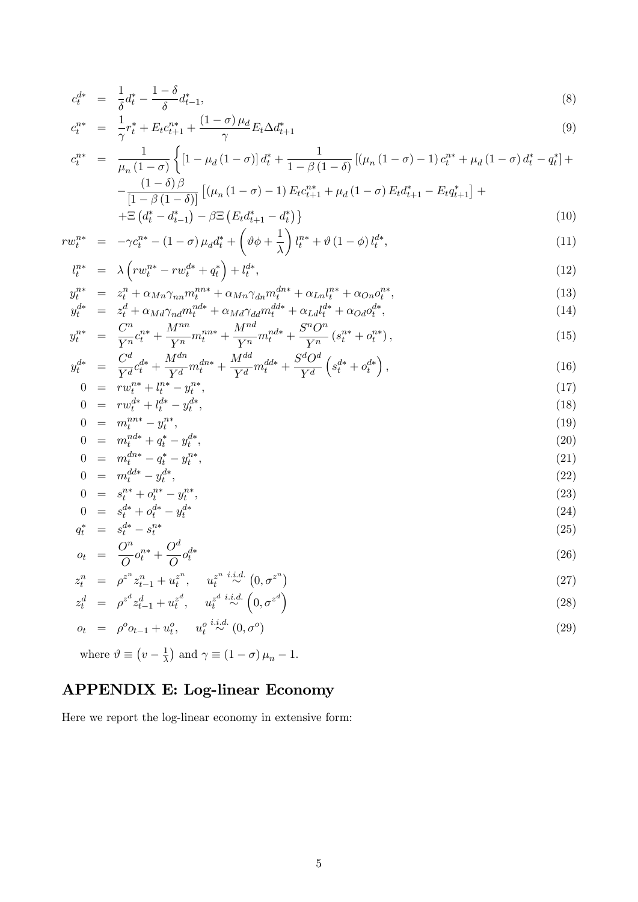$$c_t^{d*} = \frac{1}{\delta}d_t^* - \frac{1-\delta}{\delta}d_{t-1}^*, \tag{8}$$

$$c_t^{n*} = \frac{1}{\gamma}r_t^* + E_t c_{t+1}^{n*} + \frac{(1-\sigma)\mu_d}{\gamma}E_t\Delta d_{t+1}^* \tag{9}$$

$$\begin{aligned} c_t^{n*} = \frac{1}{\mu_n(1-\sigma)}\Big\{ & [1-\mu_d(1-\sigma)]\,d_t^* + \frac{1}{1-\beta(1-\delta)}\left[(\mu_n(1-\sigma)-1)\,c_t^{n*} + \mu_d(1-\sigma)\,d_t^* - q_t^*\right] + \\ & - \frac{(1-\delta)\beta}{[1-\beta(1-\delta)]}\left[(\mu_n(1-\sigma)-1)\,E_t c_{t+1}^{n*} + \mu_d(1-\sigma)\,E_t d_{t+1}^* - E_t q_{t+1}^*\right] + \\ & + \Xi\left(d_t^* - d_{t-1}^*\right) - \beta\Xi\left(E_t d_{t+1}^* - d_t^*\right)\Big\} \end{aligned} \tag{10}$$

$$rw_t^{n*} = -\gamma c_t^{n*} - (1-\sigma)\mu_d d_t^* + \left(\vartheta\phi + \frac{1}{\lambda}\right)l_t^{n*} + \vartheta(1-\phi)\,l_t^{d*}, \tag{11}$$

$$l_t^{n*} = \lambda\left(rw_t^{n*} - rw_t^{d*} + q_t^*\right) + l_t^{d*}, \tag{12}$$

$$y_t^{n*} = z_t^n + \alpha_{Mn}\gamma_{nn}m_t^{nn*} + \alpha_{Mn}\gamma_{dn}m_t^{dn*} + \alpha_{Ln}l_t^{n*} + \alpha_{On}o_t^{n*}, \tag{13}$$

$$y_t^{d*} = z_t^d + \alpha_{Md}\gamma_{nd}m_t^{nd*} + \alpha_{Md}\gamma_{dd}m_t^{dd*} + \alpha_{Ld}l_t^{d*} + \alpha_{Od}o_t^{d*}, \tag{14}$$

$$y_t^{n*} = \frac{C^n}{Y^n}c_t^{n*} + \frac{M^{nn}}{Y^n}m_t^{nn*} + \frac{M^{nd}}{Y^n}m_t^{nd*} + \frac{S^nO^n}{Y^n}\left(s_t^{n*} + o_t^{n*}\right), \tag{15}$$

$$y_t^{d*} = \frac{C^d}{Y^d}c_t^{d*} + \frac{M^{dn}}{Y^d}m_t^{dn*} + \frac{M^{dd}}{Y^d}m_t^{dd*} + \frac{S^dO^d}{Y^d}\left(s_t^{d*} + o_t^{d*}\right), \tag{16}$$

$$0 = rw_t^{n*} + l_t^{n*} - y_t^{n*}, \tag{17}$$

$$0 = rw_t^{d*} + l_t^{d*} - y_t^{d*}, \tag{18}$$

$$0 = m_t^{nn*} - y_t^{n*}, \tag{19}$$

$$0 = m_t^{nd*} + q_t^* - y_t^{d*}, \tag{20}$$

$$0 = m_t^{dn*} - q_t^* - y_t^{n*}, \tag{21}$$

$$0 = m_t^{dd*} - y_t^{d*}, \tag{22}$$

$$0 = s_t^{n*} + o_t^{n*} - y_t^{n*}, \tag{23}$$

$$0 = s_t^{d*} + o_t^{d*} - y_t^{d*} \tag{24}$$

$$q_t^* = s_t^{d*} - s_t^{n*} \tag{25}$$

$$o_t = \frac{O^n}{O}o_t^{n*} + \frac{O^d}{O}o_t^{d*} \tag{26}$$

$$z_t^n = \rho^{z^n}z_{t-1}^n + u_t^{z^n}, \quad u_t^{z^n} \overset{i.i.d.}{\sim} \left(0, \sigma^{z^n}\right) \tag{27}$$

$$z_t^d = \rho^{z^d}z_{t-1}^d + u_t^{z^d}, \quad u_t^{z^d} \overset{i.i.d.}{\sim} \left(0, \sigma^{z^d}\right) \tag{28}$$

$$o_t = \rho^o o_{t-1} + u_t^o, \quad u_t^o \overset{i.i.d.}{\sim} (0, \sigma^o) \tag{29}$$

where $\vartheta \equiv \left(v - \frac{1}{\lambda}\right)$ and $\gamma \equiv (1-\sigma)\mu_n - 1$.

# APPENDIX E: Log-linear Economy

Here we report the log-linear economy in extensive form: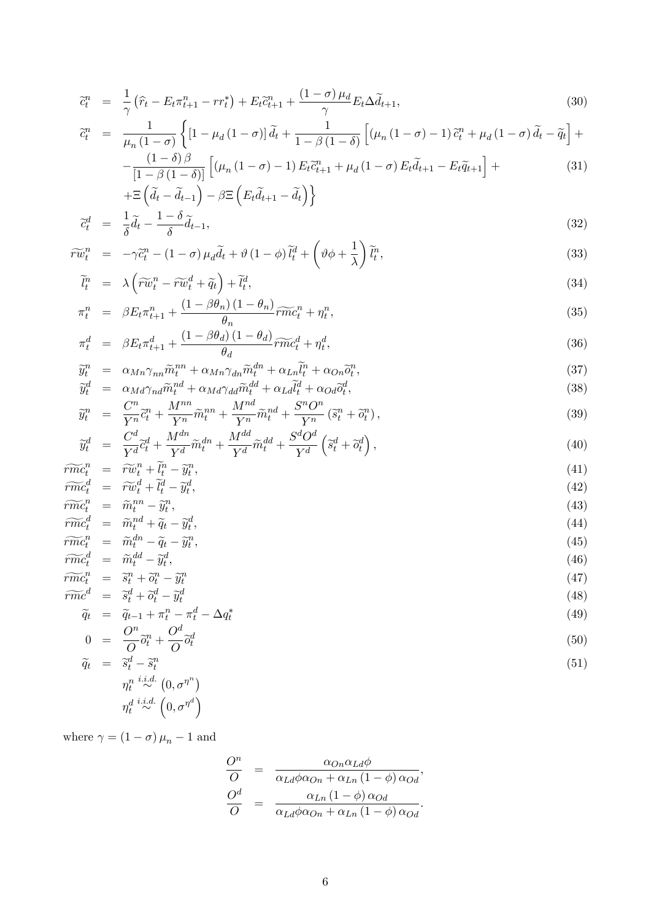$$\widetilde{c}_t^n = \frac{1}{\gamma}\left(\widehat{r}_t - E_t\pi_{t+1}^n - rr_t^*\right) + E_t\widetilde{c}_{t+1}^n + \frac{(1-\sigma)\mu_d}{\gamma}E_t\Delta\widetilde{d}_{t+1}, \tag{30}$$

$$\begin{aligned}
\widetilde{c}_t^n = \frac{1}{\mu_n(1-\sigma)}\Bigg\{ & \left[1-\mu_d(1-\sigma)\right]\widetilde{d}_t + \frac{1}{1-\beta(1-\delta)}\left[\left(\mu_n(1-\sigma)-1\right)\widetilde{c}_t^n + \mu_d(1-\sigma)\widetilde{d}_t - \widetilde{q}_t\right] + \\
& -\frac{(1-\delta)\beta}{\left[1-\beta(1-\delta)\right]}\left[\left(\mu_n(1-\sigma)-1\right)E_t\widetilde{c}_{t+1}^n + \mu_d(1-\sigma)E_t\widetilde{d}_{t+1} - E_t\widetilde{q}_{t+1}\right] + \\
& +\Xi\left(\widetilde{d}_t - \widetilde{d}_{t-1}\right) - \beta\Xi\left(E_t\widetilde{d}_{t+1} - \widetilde{d}_t\right)\Bigg\}
\end{aligned} \tag{31}$$

$$\widetilde{c}_t^d = \frac{1}{\delta}\widetilde{d}_t - \frac{1-\delta}{\delta}\widetilde{d}_{t-1}, \tag{32}$$

$$\widetilde{rw}_t^n = -\gamma\widetilde{c}_t^n - (1-\sigma)\mu_d\widetilde{d}_t + \vartheta(1-\phi)\widetilde{l}_t^d + \left(\vartheta\phi + \frac{1}{\lambda}\right)\widetilde{l}_t^n, \tag{33}$$

$$\widetilde{l}_t^n = \lambda\left(\widetilde{rw}_t^n - \widetilde{rw}_t^d + \widetilde{q}_t\right) + \widetilde{l}_t^d, \tag{34}$$

$$\pi_t^n = \beta E_t\pi_{t+1}^n + \frac{(1-\beta\theta_n)(1-\theta_n)}{\theta_n}\widetilde{rmc}_t^n + \eta_t^n, \tag{35}$$

$$\pi_t^d = \beta E_t\pi_{t+1}^d + \frac{(1-\beta\theta_d)(1-\theta_d)}{\theta_d}\widetilde{rmc}_t^d + \eta_t^d, \tag{36}$$

$$\widetilde{y}_t^n = \alpha_{Mn}\gamma_{nn}\widetilde{m}_t^{nn} + \alpha_{Mn}\gamma_{dn}\widetilde{m}_t^{dn} + \alpha_{Ln}\widetilde{l}_t^n + \alpha_{On}\widetilde{o}_t^n, \tag{37}$$

$$\widetilde{y}_t^d = \alpha_{Md}\gamma_{nd}\widetilde{m}_t^{nd} + \alpha_{Md}\gamma_{dd}\widetilde{m}_t^{dd} + \alpha_{Ld}\widetilde{l}_t^d + \alpha_{Od}\widetilde{o}_t^d, \tag{38}$$

$$\widetilde{y}_t^n = \frac{C^n}{Y^n}\widetilde{c}_t^n + \frac{M^{nn}}{Y^n}\widetilde{m}_t^{nn} + \frac{M^{nd}}{Y^n}\widetilde{m}_t^{nd} + \frac{S^nO^n}{Y^n}\left(\widetilde{s}_t^n + \widetilde{o}_t^n\right), \tag{39}$$

$$\widetilde{y}_t^d = \frac{C^d}{Y^d}\widetilde{c}_t^d + \frac{M^{dn}}{Y^d}\widetilde{m}_t^{dn} + \frac{M^{dd}}{Y^d}\widetilde{m}_t^{dd} + \frac{S^dO^d}{Y^d}\left(\widetilde{s}_t^d + \widetilde{o}_t^d\right), \tag{40}$$

$$\widetilde{rmc}_t^n = \widetilde{rw}_t^n + \widetilde{l}_t^n - \widetilde{y}_t^n, \tag{41}$$

$$\widetilde{rmc}_t^d = \widetilde{rw}_t^d + \widetilde{l}_t^d - \widetilde{y}_t^d, \tag{42}$$

$$\widetilde{rmc}_t^n = \widetilde{m}_t^{nn} - \widetilde{y}_t^n, \tag{43}$$

$$\widetilde{rmc}_t^d = \widetilde{m}_t^{nd} + \widetilde{q}_t - \widetilde{y}_t^d, \tag{44}$$

$$\widetilde{rmc}_t^n = \widetilde{m}_t^{dn} - \widetilde{q}_t - \widetilde{y}_t^n, \tag{45}$$

$$\widetilde{rmc}_t^d = \widetilde{m}_t^{dd} - \widetilde{y}_t^d, \tag{46}$$

$$\widetilde{rmc}_t^n = \widetilde{s}_t^n + \widetilde{o}_t^n - \widetilde{y}_t^n \tag{47}$$

$$\widetilde{rmc}^d = \widetilde{s}_t^d + \widetilde{o}_t^d - \widetilde{y}_t^d \tag{48}$$

$$\widetilde{q}_t = \widetilde{q}_{t-1} + \pi_t^n - \pi_t^d - \Delta q_t^* \tag{49}$$

$$0 = \frac{O^n}{O}\widetilde{o}_t^n + \frac{O^d}{O}\widetilde{o}_t^d \tag{50}$$

$$\widetilde{q}_t = \widetilde{s}_t^d - \widetilde{s}_t^n \tag{51}$$

$$\eta_t^n \overset{i.i.d.}{\sim} \left(0, \sigma^{\eta^n}\right)$$

$$\eta_t^d \overset{i.i.d.}{\sim} \left(0, \sigma^{\eta^d}\right)$$

where $\gamma = (1-\sigma)\mu_n - 1$ and

$$\frac{O^n}{O} = \frac{\alpha_{On}\alpha_{Ld}\phi}{\alpha_{Ld}\phi\alpha_{On} + \alpha_{Ln}(1-\phi)\alpha_{Od}},$$

$$\frac{O^d}{O} = \frac{\alpha_{Ln}(1-\phi)\alpha_{Od}}{\alpha_{Ld}\phi\alpha_{On} + \alpha_{Ln}(1-\phi)\alpha_{Od}}.$$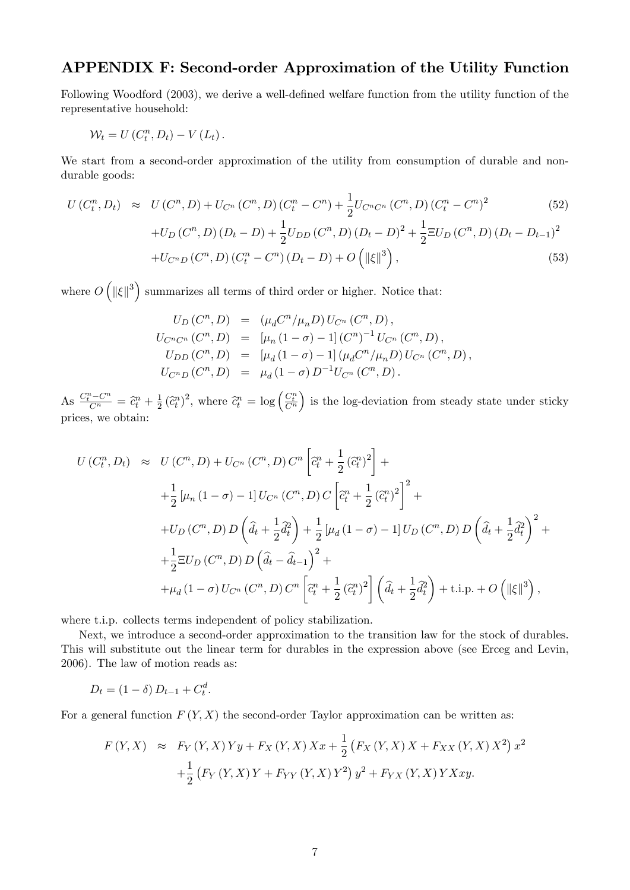## APPENDIX F: Second-order Approximation of the Utility Function

Following Woodford (2003), we derive a well-defined welfare function from the utility function of the representative household:

$$\mathcal{W}_t = U\left(C_t^n, D_t\right) - V\left(L_t\right).$$

We start from a second-order approximation of the utility from consumption of durable and non-durable goods:

$$\begin{aligned}
U\left(C_t^n, D_t\right) &\approx U\left(C^n, D\right) + U_{C^n}\left(C^n, D\right)\left(C_t^n - C^n\right) + \frac{1}{2}U_{C^nC^n}\left(C^n, D\right)\left(C_t^n - C^n\right)^2 \qquad (52)\\
&+ U_D\left(C^n, D\right)\left(D_t - D\right) + \frac{1}{2}U_{DD}\left(C^n, D\right)\left(D_t - D\right)^2 + \frac{1}{2}\Xi U_D\left(C^n, D\right)\left(D_t - D_{t-1}\right)^2\\
&+ U_{C^nD}\left(C^n, D\right)\left(C_t^n - C^n\right)\left(D_t - D\right) + O\left(\|\xi\|^3\right), \qquad (53)
\end{aligned}$$

where $O\left(\|\xi\|^3\right)$ summarizes all terms of third order or higher. Notice that:

$$\begin{aligned}
U_D\left(C^n, D\right) &= \left(\mu_d C^n/\mu_n D\right) U_{C^n}\left(C^n, D\right),\\
U_{C^nC^n}\left(C^n, D\right) &= \left[\mu_n\left(1-\sigma\right) - 1\right]\left(C^n\right)^{-1} U_{C^n}\left(C^n, D\right),\\
U_{DD}\left(C^n, D\right) &= \left[\mu_d\left(1-\sigma\right) - 1\right]\left(\mu_d C^n/\mu_n D\right) U_{C^n}\left(C^n, D\right),\\
U_{C^nD}\left(C^n, D\right) &= \mu_d\left(1-\sigma\right) D^{-1} U_{C^n}\left(C^n, D\right).
\end{aligned}$$

As $\frac{C_t^n - C^n}{C^n} = \widehat{c}_t^n + \frac{1}{2}\left(\widehat{c}_t^n\right)^2$, where $\widehat{c}_t^n = \log\left(\frac{C_t^n}{C^n}\right)$ is the log-deviation from steady state under sticky prices, we obtain:

$$\begin{aligned}
U\left(C_t^n, D_t\right) &\approx U\left(C^n, D\right) + U_{C^n}\left(C^n, D\right) C^n\left[\widehat{c}_t^n + \frac{1}{2}\left(\widehat{c}_t^n\right)^2\right] +\\
&+ \frac{1}{2}\left[\mu_n\left(1-\sigma\right) - 1\right] U_{C^n}\left(C^n, D\right) C\left[\widehat{c}_t^n + \frac{1}{2}\left(\widehat{c}_t^n\right)^2\right]^2 +\\
&+ U_D\left(C^n, D\right) D\left(\widehat{d}_t + \frac{1}{2}\widehat{d}_t^2\right) + \frac{1}{2}\left[\mu_d\left(1-\sigma\right) - 1\right] U_D\left(C^n, D\right) D\left(\widehat{d}_t + \frac{1}{2}\widehat{d}_t^2\right)^2 +\\
&+ \frac{1}{2}\Xi U_D\left(C^n, D\right) D\left(\widehat{d}_t - \widehat{d}_{t-1}\right)^2 +\\
&+ \mu_d\left(1-\sigma\right) U_{C^n}\left(C^n, D\right) C^n\left[\widehat{c}_t^n + \frac{1}{2}\left(\widehat{c}_t^n\right)^2\right]\left(\widehat{d}_t + \frac{1}{2}\widehat{d}_t^2\right) + \text{t.i.p.} + O\left(\|\xi\|^3\right),
\end{aligned}$$

where t.i.p. collects terms independent of policy stabilization.

Next, we introduce a second-order approximation to the transition law for the stock of durables. This will substitute out the linear term for durables in the expression above (see Erceg and Levin, 2006). The law of motion reads as:

$$D_t = \left(1-\delta\right) D_{t-1} + C_t^d.$$

For a general function $F\left(Y, X\right)$ the second-order Taylor approximation can be written as:

$$\begin{aligned}
F\left(Y, X\right) &\approx F_Y\left(Y, X\right) Y y + F_X\left(Y, X\right) X x + \frac{1}{2}\left(F_X\left(Y, X\right) X + F_{XX}\left(Y, X\right) X^2\right) x^2\\
&+ \frac{1}{2}\left(F_Y\left(Y, X\right) Y + F_{YY}\left(Y, X\right) Y^2\right) y^2 + F_{YX}\left(Y, X\right) Y X x y.
\end{aligned}$$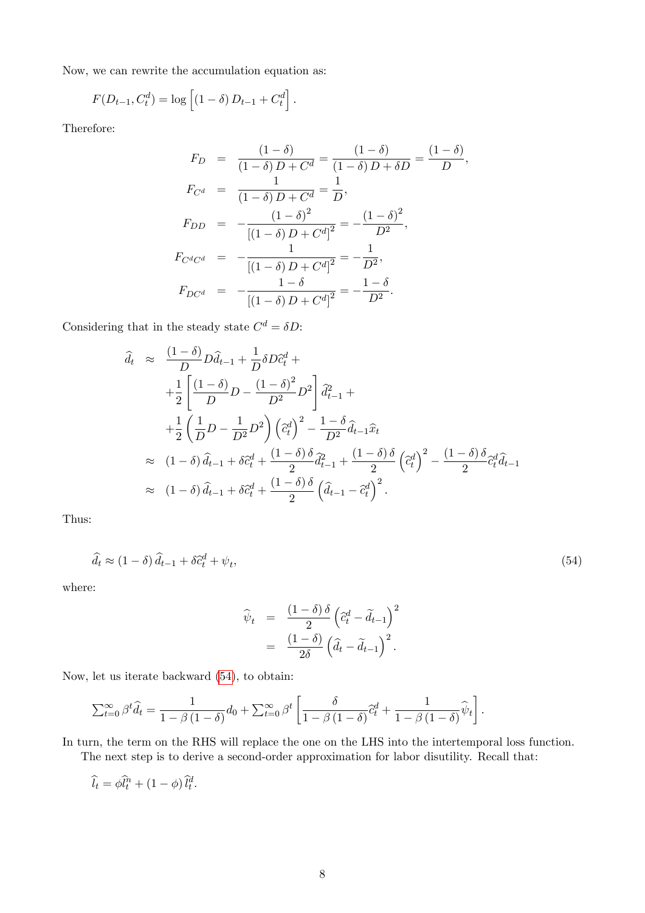Now, we can rewrite the accumulation equation as:

$$F(D_{t-1}, C_t^d) = \log\left[(1-\delta) D_{t-1} + C_t^d\right].$$

Therefore:

$$\begin{aligned}
F_D &= \frac{(1-\delta)}{(1-\delta) D + C^d} = \frac{(1-\delta)}{(1-\delta) D + \delta D} = \frac{(1-\delta)}{D}, \\
F_{C^d} &= \frac{1}{(1-\delta) D + C^d} = \frac{1}{D}, \\
F_{DD} &= -\frac{(1-\delta)^2}{\left[(1-\delta) D + C^d\right]^2} = -\frac{(1-\delta)^2}{D^2}, \\
F_{C^d C^d} &= -\frac{1}{\left[(1-\delta) D + C^d\right]^2} = -\frac{1}{D^2}, \\
F_{DC^d} &= -\frac{1-\delta}{\left[(1-\delta) D + C^d\right]^2} = -\frac{1-\delta}{D^2}.
\end{aligned}$$

Considering that in the steady state $C^d = \delta D$:

$$\begin{aligned}
\widehat{d}_t &\approx \frac{(1-\delta)}{D} D\widehat{d}_{t-1} + \frac{1}{D}\delta D\widehat{c}_t^d + \\
&+\frac{1}{2}\left[\frac{(1-\delta)}{D} D - \frac{(1-\delta)^2}{D^2} D^2\right]\widehat{d}_{t-1}^2 + \\
&+\frac{1}{2}\left(\frac{1}{D} D - \frac{1}{D^2} D^2\right)\left(\widehat{c}_t^d\right)^2 - \frac{1-\delta}{D^2}\widehat{d}_{t-1}\widehat{x}_t \\
&\approx (1-\delta)\widehat{d}_{t-1} + \delta\widehat{c}_t^d + \frac{(1-\delta)\delta}{2}\widehat{d}_{t-1}^2 + \frac{(1-\delta)\delta}{2}\left(\widehat{c}_t^d\right)^2 - \frac{(1-\delta)\delta}{2}\widehat{c}_t^d\widehat{d}_{t-1} \\
&\approx (1-\delta)\widehat{d}_{t-1} + \delta\widehat{c}_t^d + \frac{(1-\delta)\delta}{2}\left(\widehat{d}_{t-1} - \widehat{c}_t^d\right)^2.
\end{aligned}$$

Thus:

$$\widehat{d}_t \approx (1-\delta)\widehat{d}_{t-1} + \delta\widehat{c}_t^d + \psi_t, \tag{54}$$

where:

$$\begin{aligned}
\widehat{\psi}_t &= \frac{(1-\delta)\delta}{2}\left(\widehat{c}_t^d - \widetilde{d}_{t-1}\right)^2 \\
&= \frac{(1-\delta)}{2\delta}\left(\widehat{d}_t - \widetilde{d}_{t-1}\right)^2.
\end{aligned}$$

Now, let us iterate backward (54), to obtain:

$$\textstyle\sum_{t=0}^{\infty}\beta^t\widehat{d}_t = \frac{1}{1-\beta(1-\delta)} d_0 + \sum_{t=0}^{\infty}\beta^t\left[\frac{\delta}{1-\beta(1-\delta)}\widehat{c}_t^d + \frac{1}{1-\beta(1-\delta)}\widehat{\psi}_t\right].$$

In turn, the term on the RHS will replace the one on the LHS into the intertemporal loss function.

The next step is to derive a second-order approximation for labor disutility. Recall that:

$$\widehat{l}_t = \phi\widehat{l}_t^n + (1-\phi)\widehat{l}_t^d.$$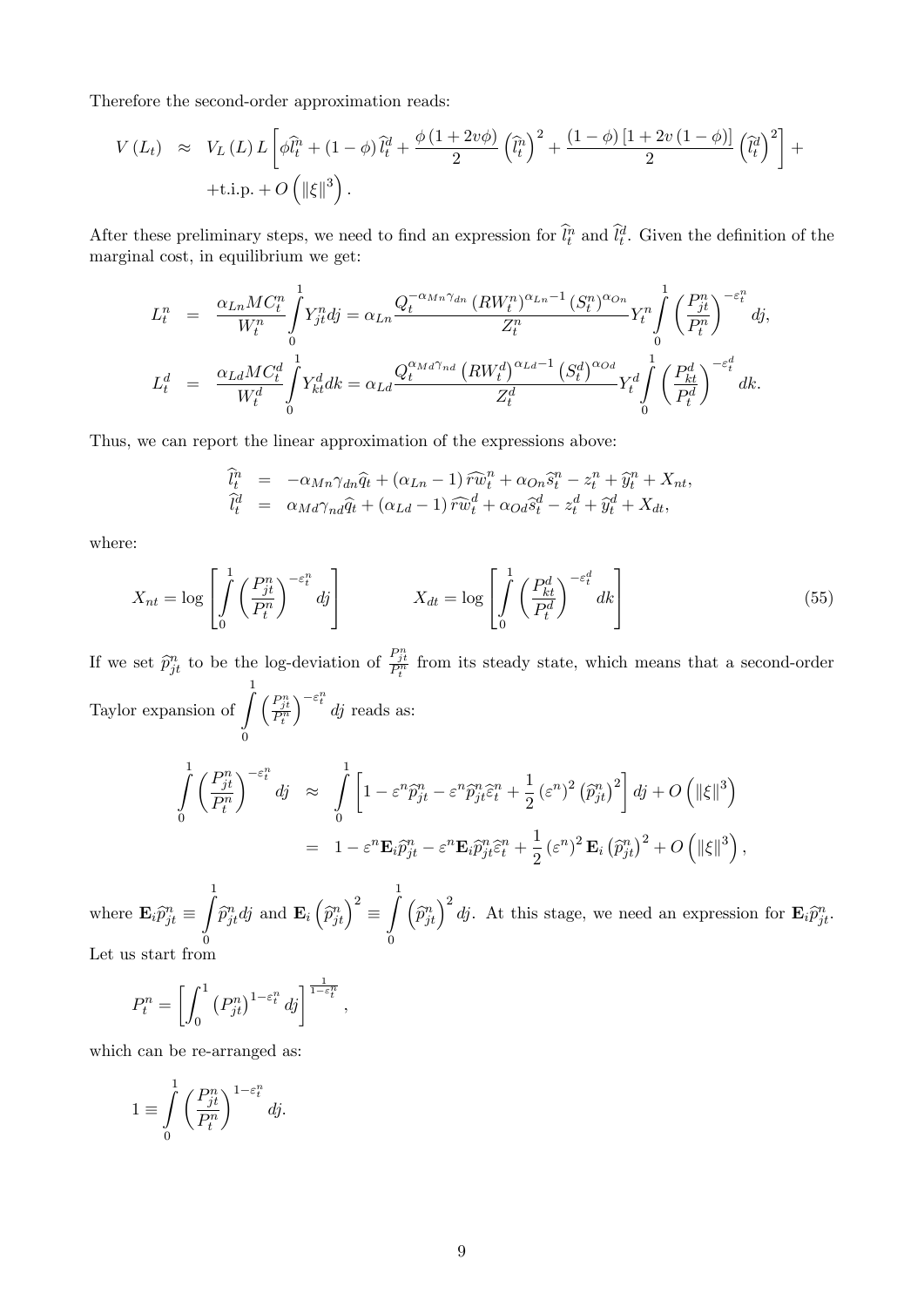Therefore the second-order approximation reads:

$$
\begin{aligned}
V\left(L_t\right) \quad &\approx \quad V_L\left(L\right) L\left[\phi \widehat{l}_t^n+(1-\phi) \widehat{l}_t^d+\frac{\phi(1+2 v \phi)}{2}\left(\widehat{l}_t^n\right)^2+\frac{(1-\phi)[1+2 v(1-\phi)]}{2}\left(\widehat{l}_t^d\right)^2\right]+ \\
&+\text{t.i.p.}+O\left(\|\xi\|^3\right).
\end{aligned}
$$

After these preliminary steps, we need to find an expression for $\widehat{l}_t^n$ and $\widehat{l}_t^d$. Given the definition of the marginal cost, in equilibrium we get:

$$
\begin{aligned}
L_t^n &= \frac{\alpha_{Ln} MC_t^n}{W_t^n} \int_0^1 Y_{jt}^n dj=\alpha_{Ln} \frac{Q_t^{-\alpha_{Mn} \gamma_{dn}}\left(RW_t^n\right)^{\alpha_{Ln}-1}\left(S_t^n\right)^{\alpha_{On}}}{Z_t^n} Y_t^n \int_0^1\left(\frac{P_{jt}^n}{P_t^n}\right)^{-\varepsilon_t^n} dj, \\
L_t^d &= \frac{\alpha_{Ld} MC_t^d}{W_t^d} \int_0^1 Y_{kt}^d dk=\alpha_{Ld} \frac{Q_t^{\alpha_{Md} \gamma_{nd}}\left(RW_t^d\right)^{\alpha_{Ld}-1}\left(S_t^d\right)^{\alpha_{Od}}}{Z_t^d} Y_t^d \int_0^1\left(\frac{P_{kt}^d}{P_t^d}\right)^{-\varepsilon_t^d} dk.
\end{aligned}
$$

Thus, we can report the linear approximation of the expressions above:

$$
\begin{aligned}
\widehat{l}_t^n &= -\alpha_{Mn} \gamma_{dn} \widehat{q}_t+\left(\alpha_{Ln}-1\right) \widehat{rw}_t^n+\alpha_{On} \widehat{s}_t^n-z_t^n+\widehat{y}_t^n+X_{nt}, \\
\widehat{l}_t^d &= \alpha_{Md} \gamma_{nd} \widehat{q}_t+\left(\alpha_{Ld}-1\right) \widehat{rw}_t^d+\alpha_{Od} \widehat{s}_t^d-z_t^d+\widehat{y}_t^d+X_{dt},
\end{aligned}
$$

where:

$$
X_{nt}=\log \left[\int_0^1\left(\frac{P_{jt}^n}{P_t^n}\right)^{-\varepsilon_t^n} dj\right] \qquad\qquad X_{dt}=\log \left[\int_0^1\left(\frac{P_{kt}^d}{P_t^d}\right)^{-\varepsilon_t^d} dk\right] \tag{55}
$$

If we set $\widehat{p}_{jt}^n$ to be the log-deviation of $\frac{P_{jt}^n}{P_t^n}$ from its steady state, which means that a second-order Taylor expansion of $\int_0^1\left(\frac{P_{jt}^n}{P_t^n}\right)^{-\varepsilon_t^n} dj$ reads as:

$$
\begin{aligned}
\int_0^1\left(\frac{P_{jt}^n}{P_t^n}\right)^{-\varepsilon_t^n} dj \quad &\approx \quad \int_0^1\left[1-\varepsilon^n \widehat{p}_{jt}^n-\varepsilon^n \widehat{p}_{jt}^n \widehat{\varepsilon}_t^n+\frac{1}{2}\left(\varepsilon^n\right)^2\left(\widehat{p}_{jt}^n\right)^2\right] dj+O\left(\|\xi\|^3\right) \\
&= \quad 1-\varepsilon^n \mathbf{E}_i \widehat{p}_{jt}^n-\varepsilon^n \mathbf{E}_i \widehat{p}_{jt}^n \widehat{\varepsilon}_t^n+\frac{1}{2}\left(\varepsilon^n\right)^2 \mathbf{E}_i\left(\widehat{p}_{jt}^n\right)^2+O\left(\|\xi\|^3\right),
\end{aligned}
$$

where $\mathbf{E}_i \widehat{p}_{jt}^n \equiv \int_0^1 \widehat{p}_{jt}^n dj$ and $\mathbf{E}_i\left(\widehat{p}_{jt}^n\right)^2 \equiv \int_0^1\left(\widehat{p}_{jt}^n\right)^2 dj$. At this stage, we need an expression for $\mathbf{E}_i \widehat{p}_{jt}^n$. Let us start from

$$
P_t^n=\left[\int_0^1\left(P_{jt}^n\right)^{1-\varepsilon_t^n} dj\right]^{\frac{1}{1-\varepsilon_t^n}},
$$

which can be re-arranged as:

$$
1 \equiv \int_0^1\left(\frac{P_{jt}^n}{P_t^n}\right)^{1-\varepsilon_t^n} dj.
$$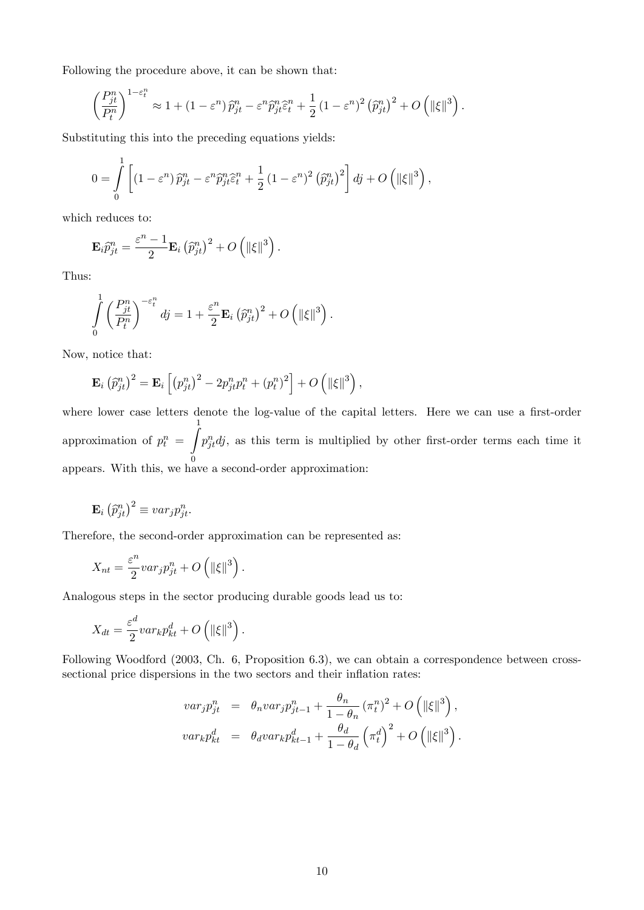Following the procedure above, it can be shown that:

$$\left(\frac{P_{jt}^n}{P_t^n}\right)^{1-\varepsilon_t^n} \approx 1 + (1-\varepsilon^n)\,\widehat{p}_{jt}^n - \varepsilon^n \widehat{p}_{jt}^n \widehat{\varepsilon}_t^n + \frac{1}{2}(1-\varepsilon^n)^2 \left(\widehat{p}_{jt}^n\right)^2 + O\left(\|\xi\|^3\right).$$

Substituting this into the preceding equations yields:

$$0 = \int_0^1 \left[(1-\varepsilon^n)\,\widehat{p}_{jt}^n - \varepsilon^n \widehat{p}_{jt}^n \widehat{\varepsilon}_t^n + \frac{1}{2}(1-\varepsilon^n)^2 \left(\widehat{p}_{jt}^n\right)^2\right] dj + O\left(\|\xi\|^3\right),$$

which reduces to:

$$\mathbf{E}_i \widehat{p}_{jt}^n = \frac{\varepsilon^n - 1}{2}\mathbf{E}_i \left(\widehat{p}_{jt}^n\right)^2 + O\left(\|\xi\|^3\right).$$

Thus:

$$\int_0^1 \left(\frac{P_{jt}^n}{P_t^n}\right)^{-\varepsilon_t^n} dj = 1 + \frac{\varepsilon^n}{2}\mathbf{E}_i \left(\widehat{p}_{jt}^n\right)^2 + O\left(\|\xi\|^3\right).$$

Now, notice that:

$$\mathbf{E}_i \left(\widehat{p}_{jt}^n\right)^2 = \mathbf{E}_i \left[\left(p_{jt}^n\right)^2 - 2p_{jt}^n p_t^n + \left(p_t^n\right)^2\right] + O\left(\|\xi\|^3\right),$$

where lower case letters denote the log-value of the capital letters. Here we can use a first-order approximation of $p_t^n = \int_0^1 p_{jt}^n dj$, as this term is multiplied by other first-order terms each time it appears. With this, we have a second-order approximation:

$$\mathbf{E}_i \left(\widehat{p}_{jt}^n\right)^2 \equiv var_j p_{jt}^n.$$

Therefore, the second-order approximation can be represented as:

$$X_{nt} = \frac{\varepsilon^n}{2} var_j p_{jt}^n + O\left(\|\xi\|^3\right).$$

Analogous steps in the sector producing durable goods lead us to:

$$X_{dt} = \frac{\varepsilon^d}{2} var_k p_{kt}^d + O\left(\|\xi\|^3\right).$$

Following Woodford (2003, Ch. 6, Proposition 6.3), we can obtain a correspondence between cross-sectional price dispersions in the two sectors and their inflation rates:

$$\begin{aligned}
var_j p_{jt}^n &= \theta_n var_j p_{jt-1}^n + \frac{\theta_n}{1-\theta_n}\left(\pi_t^n\right)^2 + O\left(\|\xi\|^3\right), \\
var_k p_{kt}^d &= \theta_d var_k p_{kt-1}^d + \frac{\theta_d}{1-\theta_d}\left(\pi_t^d\right)^2 + O\left(\|\xi\|^3\right).
\end{aligned}$$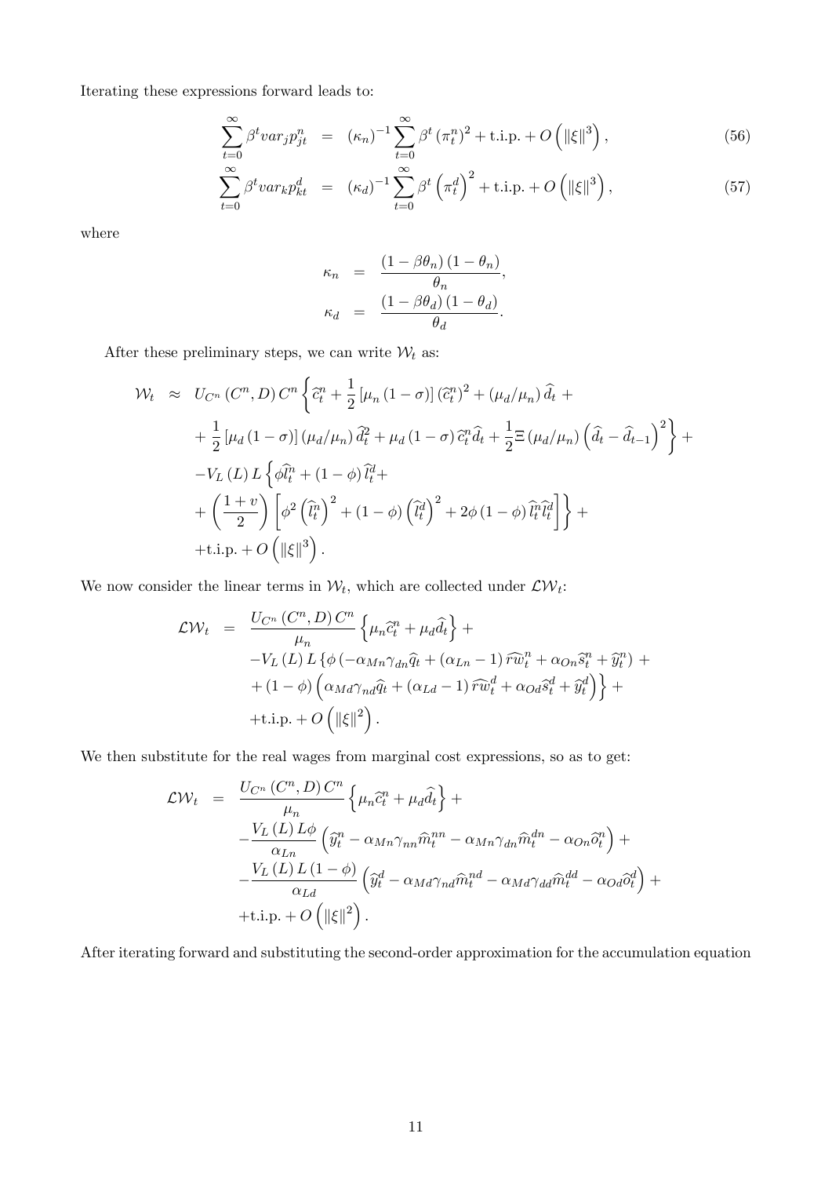Iterating these expressions forward leads to:

$$
\sum_{t=0}^{\infty} \beta^t var_j p_{jt}^n = (\kappa_n)^{-1} \sum_{t=0}^{\infty} \beta^t (\pi_t^n)^2 + \text{t.i.p.} + O\left(\|\xi\|^3\right), \tag{56}
$$

$$
\sum_{t=0}^{\infty} \beta^t var_k p_{kt}^d = (\kappa_d)^{-1} \sum_{t=0}^{\infty} \beta^t \left(\pi_t^d\right)^2 + \text{t.i.p.} + O\left(\|\xi\|^3\right), \tag{57}
$$

where

$$
\begin{aligned}
\kappa_n &= \frac{(1-\beta\theta_n)(1-\theta_n)}{\theta_n}, \\
\kappa_d &= \frac{(1-\beta\theta_d)(1-\theta_d)}{\theta_d}.
\end{aligned}
$$

After these preliminary steps, we can write $\mathcal{W}_t$ as:

$$
\begin{aligned}
\mathcal{W}_t \approx\ & U_{C^n}(C^n, D)\, C^n \left\{ \widehat{c}_t^n + \frac{1}{2}\left[\mu_n(1-\sigma)\right]\left(\widehat{c}_t^n\right)^2 + (\mu_d/\mu_n)\,\widehat{d}_t + \right. \\
& \left. + \frac{1}{2}\left[\mu_d(1-\sigma)\right](\mu_d/\mu_n)\,\widehat{d}_t^2 + \mu_d(1-\sigma)\,\widehat{c}_t^n \widehat{d}_t + \frac{1}{2}\Xi\,(\mu_d/\mu_n)\left(\widehat{d}_t - \widehat{d}_{t-1}\right)^2 \right\} + \\
& - V_L(L)\, L \left\{ \phi \widehat{l}_t^n + (1-\phi)\,\widehat{l}_t^d + \right. \\
& \left. + \left(\frac{1+v}{2}\right)\left[\phi^2\left(\widehat{l}_t^n\right)^2 + (1-\phi)\left(\widehat{l}_t^d\right)^2 + 2\phi(1-\phi)\,\widehat{l}_t^n \widehat{l}_t^d\right] \right\} + \\
& + \text{t.i.p.} + O\left(\|\xi\|^3\right).
\end{aligned}
$$

We now consider the linear terms in $\mathcal{W}_t$, which are collected under $\mathcal{LW}_t$:

$$
\begin{aligned}
\mathcal{LW}_t =\ & \frac{U_{C^n}(C^n, D)\, C^n}{\mu_n}\left\{\mu_n \widehat{c}_t^n + \mu_d \widehat{d}_t\right\} + \\
& - V_L(L)\, L \left\{ \phi\left(-\alpha_{Mn}\gamma_{dn}\widehat{q}_t + (\alpha_{Ln}-1)\,\widehat{rw}_t^n + \alpha_{On}\widehat{s}_t^n + \widehat{y}_t^n\right) + \right. \\
& \left. + (1-\phi)\left(\alpha_{Md}\gamma_{nd}\widehat{q}_t + (\alpha_{Ld}-1)\,\widehat{rw}_t^d + \alpha_{Od}\widehat{s}_t^d + \widehat{y}_t^d\right) \right\} + \\
& + \text{t.i.p.} + O\left(\|\xi\|^2\right).
\end{aligned}
$$

We then substitute for the real wages from marginal cost expressions, so as to get:

$$
\begin{aligned}
\mathcal{LW}_t =\ & \frac{U_{C^n}(C^n, D)\, C^n}{\mu_n}\left\{\mu_n \widehat{c}_t^n + \mu_d \widehat{d}_t\right\} + \\
& - \frac{V_L(L)\, L\phi}{\alpha_{Ln}}\left(\widehat{y}_t^n - \alpha_{Mn}\gamma_{nn}\widehat{m}_t^{nn} - \alpha_{Mn}\gamma_{dn}\widehat{m}_t^{dn} - \alpha_{On}\widehat{o}_t^n\right) + \\
& - \frac{V_L(L)\, L(1-\phi)}{\alpha_{Ld}}\left(\widehat{y}_t^d - \alpha_{Md}\gamma_{nd}\widehat{m}_t^{nd} - \alpha_{Md}\gamma_{dd}\widehat{m}_t^{dd} - \alpha_{Od}\widehat{o}_t^d\right) + \\
& + \text{t.i.p.} + O\left(\|\xi\|^2\right).
\end{aligned}
$$

After iterating forward and substituting the second-order approximation for the accumulation equation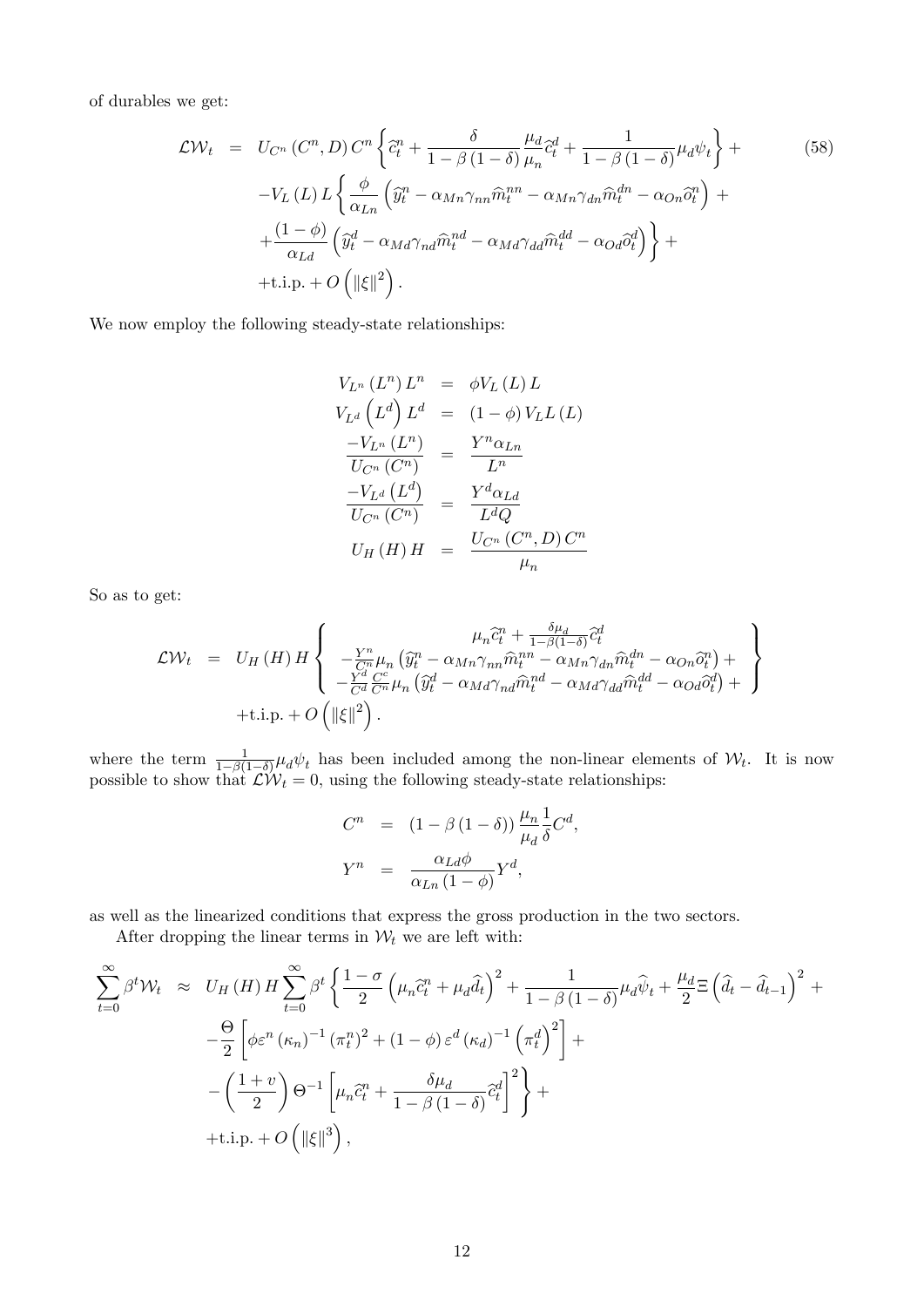of durables we get:

$$
\begin{aligned}
\mathcal{LW}_t &= U_{C^n}(C^n, D) C^n \left\{ \widehat{c}_t^n + \frac{\delta}{1-\beta(1-\delta)} \frac{\mu_d}{\mu_n} \widehat{c}_t^d + \frac{1}{1-\beta(1-\delta)} \mu_d \psi_t \right\} + \\
&\quad - V_L(L) L \left\{ \frac{\phi}{\alpha_{Ln}} \left( \widehat{y}_t^n - \alpha_{Mn}\gamma_{nn}\widehat{m}_t^{nn} - \alpha_{Mn}\gamma_{dn}\widehat{m}_t^{dn} - \alpha_{On}\widehat{o}_t^n \right) + \right. \\
&\quad \left. + \frac{(1-\phi)}{\alpha_{Ld}} \left( \widehat{y}_t^d - \alpha_{Md}\gamma_{nd}\widehat{m}_t^{nd} - \alpha_{Md}\gamma_{dd}\widehat{m}_t^{dd} - \alpha_{Od}\widehat{o}_t^d \right) \right\} + \\
&\quad + \text{t.i.p.} + O\left(\|\xi\|^2\right).
\end{aligned} \tag{58}
$$

We now employ the following steady-state relationships:

$$
\begin{aligned}
V_{L^n}(L^n) L^n &= \phi V_L(L) L \\
V_{L^d}\left(L^d\right) L^d &= (1-\phi) V_L L(L) \\
\frac{-V_{L^n}(L^n)}{U_{C^n}(C^n)} &= \frac{Y^n \alpha_{Ln}}{L^n} \\
\frac{-V_{L^d}\left(L^d\right)}{U_{C^n}(C^n)} &= \frac{Y^d \alpha_{Ld}}{L^d Q} \\
U_H(H) H &= \frac{U_{C^n}(C^n, D) C^n}{\mu_n}
\end{aligned}
$$

So as to get:

$$
\begin{aligned}
\mathcal{LW}_t &= U_H(H) H \left\{ \begin{array}{c} \mu_n \widehat{c}_t^n + \frac{\delta \mu_d}{1-\beta(1-\delta)} \widehat{c}_t^d \\ -\frac{Y^n}{C^n}\mu_n \left( \widehat{y}_t^n - \alpha_{Mn}\gamma_{nn}\widehat{m}_t^{nn} - \alpha_{Mn}\gamma_{dn}\widehat{m}_t^{dn} - \alpha_{On}\widehat{o}_t^n \right) + \\ -\frac{Y^d}{C^d}\frac{C^c}{C^n}\mu_n \left( \widehat{y}_t^d - \alpha_{Md}\gamma_{nd}\widehat{m}_t^{nd} - \alpha_{Md}\gamma_{dd}\widehat{m}_t^{dd} - \alpha_{Od}\widehat{o}_t^d \right) + \end{array} \right\} \\
&\quad + \text{t.i.p.} + O\left(\|\xi\|^2\right).
\end{aligned}
$$

where the term $\frac{1}{1-\beta(1-\delta)}\mu_d \psi_t$ has been included among the non-linear elements of $\mathcal{W}_t$. It is now possible to show that $\mathcal{LW}_t = 0$, using the following steady-state relationships:

$$
\begin{aligned}
C^n &= (1-\beta(1-\delta)) \frac{\mu_n}{\mu_d} \frac{1}{\delta} C^d, \\
Y^n &= \frac{\alpha_{Ld}\phi}{\alpha_{Ln}(1-\phi)} Y^d,
\end{aligned}
$$

as well as the linearized conditions that express the gross production in the two sectors.

After dropping the linear terms in $\mathcal{W}_t$ we are left with:

$$
\begin{aligned}
\sum_{t=0}^{\infty} \beta^t \mathcal{W}_t &\approx U_H(H) H \sum_{t=0}^{\infty} \beta^t \left\{ \frac{1-\sigma}{2} \left( \mu_n \widehat{c}_t^n + \mu_d \widehat{d}_t \right)^2 + \frac{1}{1-\beta(1-\delta)} \mu_d \widehat{\psi}_t + \frac{\mu_d}{2} \Xi \left( \widehat{d}_t - \widehat{d}_{t-1} \right)^2 + \right. \\
&\quad - \frac{\Theta}{2} \left[ \phi \varepsilon^n (\kappa_n)^{-1} (\pi_t^n)^2 + (1-\phi) \varepsilon^d (\kappa_d)^{-1} \left( \pi_t^d \right)^2 \right] + \\
&\quad \left. - \left( \frac{1+v}{2} \right) \Theta^{-1} \left[ \mu_n \widehat{c}_t^n + \frac{\delta \mu_d}{1-\beta(1-\delta)} \widehat{c}_t^d \right]^2 \right\} + \\
&\quad + \text{t.i.p.} + O\left(\|\xi\|^3\right),
\end{aligned}
$$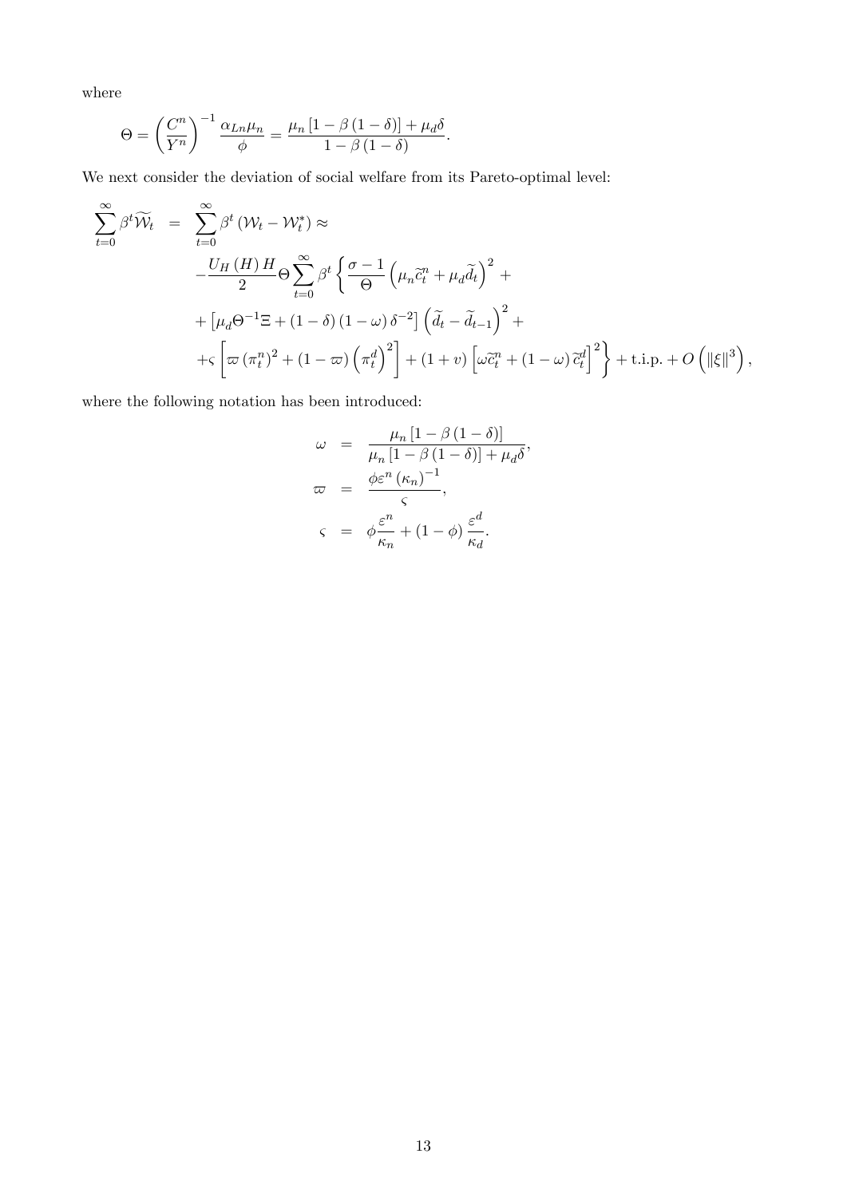where

$$\Theta = \left(\frac{C^n}{Y^n}\right)^{-1} \frac{\alpha_{Ln}\mu_n}{\phi} = \frac{\mu_n \left[1 - \beta\left(1 - \delta\right)\right] + \mu_d \delta}{1 - \beta\left(1 - \delta\right)}.$$

We next consider the deviation of social welfare from its Pareto-optimal level:

$$\begin{aligned}
\sum_{t=0}^{\infty} \beta^t \widetilde{\mathcal{W}}_t &= \sum_{t=0}^{\infty} \beta^t \left(\mathcal{W}_t - \mathcal{W}_t^*\right) \approx \\
& -\frac{U_H\left(H\right) H}{2} \Theta \sum_{t=0}^{\infty} \beta^t \left\{ \frac{\sigma - 1}{\Theta} \left(\mu_n \widetilde{c}_t^n + \mu_d \widetilde{d}_t\right)^2 + \right. \\
& + \left[\mu_d \Theta^{-1} \Xi + \left(1 - \delta\right)\left(1 - \omega\right) \delta^{-2}\right] \left(\widetilde{d}_t - \widetilde{d}_{t-1}\right)^2 + \\
& \left. + \varsigma \left[\varpi \left(\pi_t^n\right)^2 + \left(1 - \varpi\right) \left(\pi_t^d\right)^2\right] + \left(1 + \upsilon\right) \left[\omega \widetilde{c}_t^n + \left(1 - \omega\right) \widetilde{c}_t^d\right]^2 \right\} + \text{t.i.p.} + O\left(\left\|\xi\right\|^3\right),
\end{aligned}$$

where the following notation has been introduced:

$$\begin{aligned}
\omega &= \frac{\mu_n \left[1 - \beta\left(1 - \delta\right)\right]}{\mu_n \left[1 - \beta\left(1 - \delta\right)\right] + \mu_d \delta}, \\
\varpi &= \frac{\phi \varepsilon^n \left(\kappa_n\right)^{-1}}{\varsigma}, \\
\varsigma &= \phi \frac{\varepsilon^n}{\kappa_n} + \left(1 - \phi\right) \frac{\varepsilon^d}{\kappa_d}.
\end{aligned}$$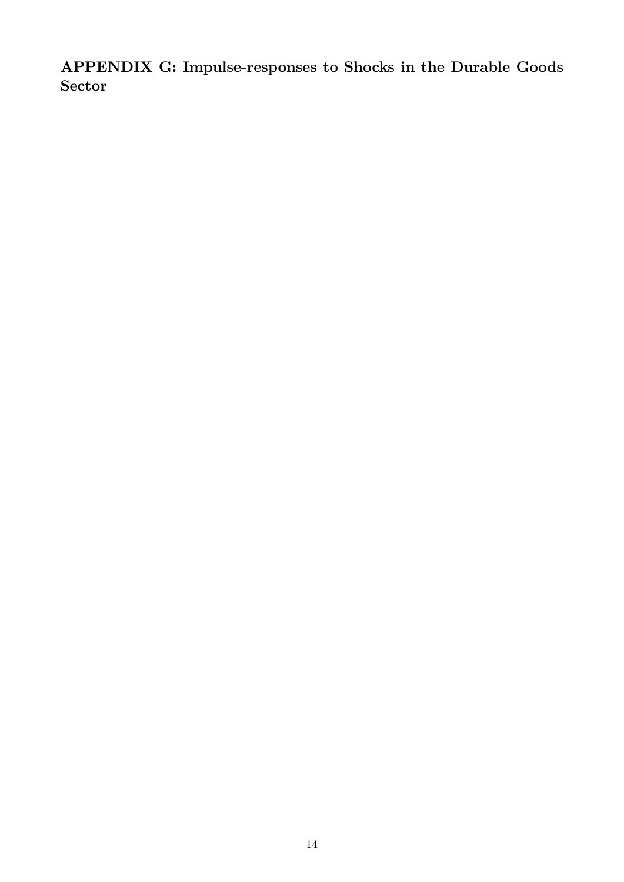## APPENDIX G: Impulse-responses to Shocks in the Durable Goods Sector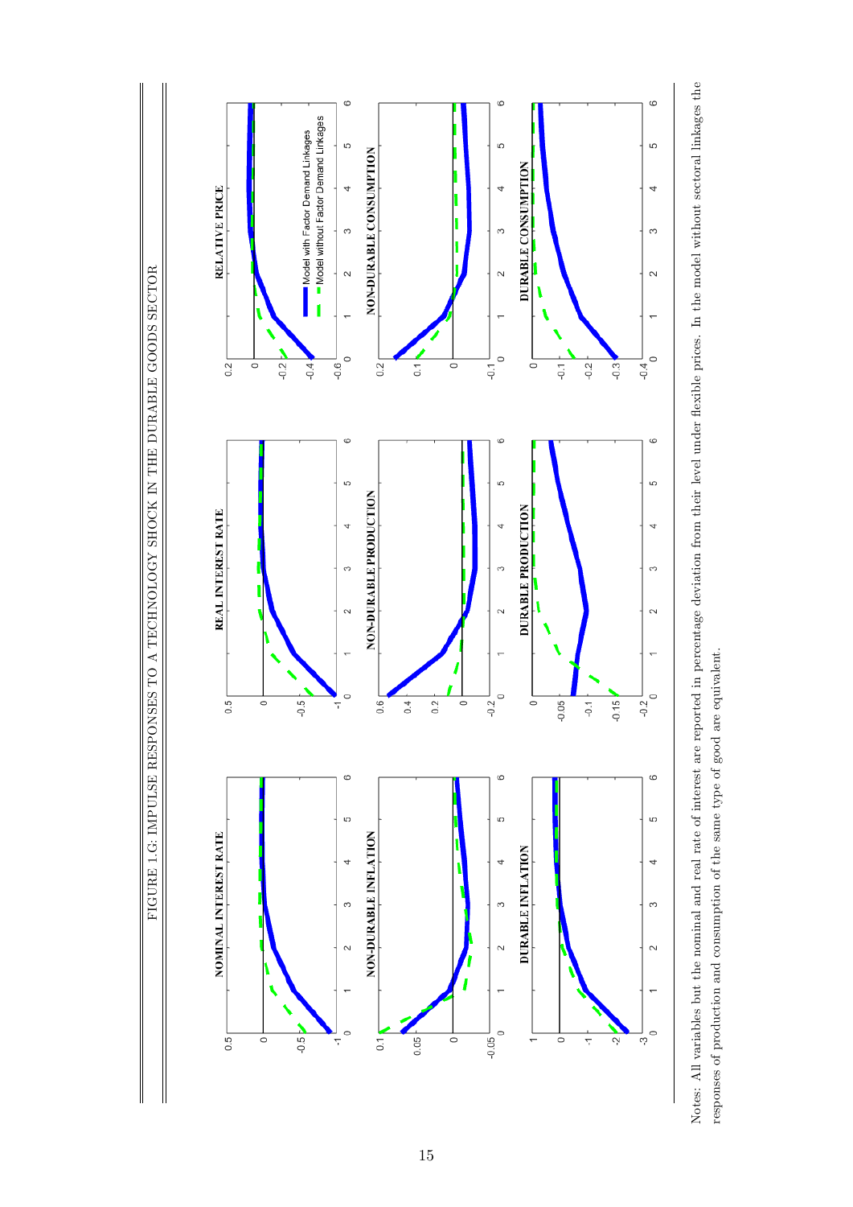FIGURE 1.G: IMPULSE RESPONSES TO A TECHNOLOGY SHOCK IN THE DURABLE GOODS SECTOR

Notes: All variables but the nominal and real rate of interest are reported in percentage deviation from their level under flexible prices. In the model without sectoral linkages the responses of production and consumption of the same type of good are equivalent.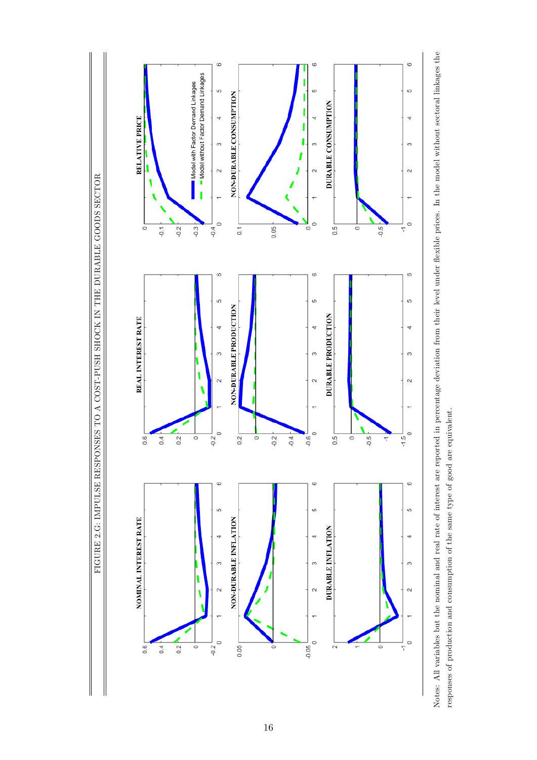FIGURE 2.G: IMPULSE RESPONSES TO A COST-PUSH SHOCK IN THE DURABLE GOODS SECTOR

NOMINAL INTEREST RATE

REAL INTEREST RATE

RELATIVE PRICE

Model with Factor Demand Linkages

Model without Factor Demand Linkages

NON-DURABLE INFLATION

NON-DURABLE PRODUCTION

NON-DURABLE CONSUMPTION

DURABLE INFLATION

DURABLE PRODUCTION

DURABLE CONSUMPTION

Notes: All variables but the nominal and real rate of interest are reported in percentage deviation from their level under flexible prices. In the model without sectoral linkages the responses of production and consumption of the same type of good are equivalent.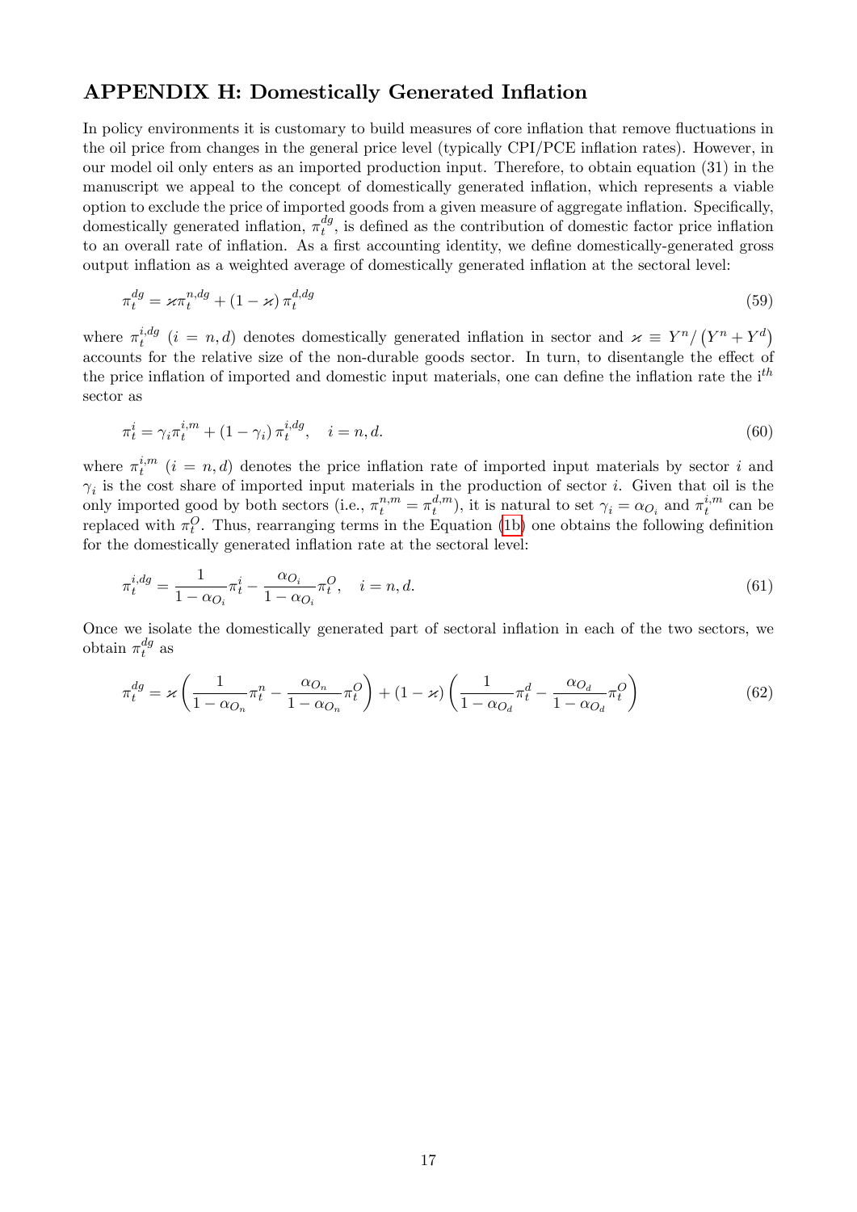## APPENDIX H: Domestically Generated Inflation

In policy environments it is customary to build measures of core inflation that remove fluctuations in the oil price from changes in the general price level (typically CPI/PCE inflation rates). However, in our model oil only enters as an imported production input. Therefore, to obtain equation (31) in the manuscript we appeal to the concept of domestically generated inflation, which represents a viable option to exclude the price of imported goods from a given measure of aggregate inflation. Specifically, domestically generated inflation, $\pi_t^{dg}$, is defined as the contribution of domestic factor price inflation to an overall rate of inflation. As a first accounting identity, we define domestically-generated gross output inflation as a weighted average of domestically generated inflation at the sectoral level:

$$\pi_t^{dg} = \varkappa \pi_t^{n,dg} + (1 - \varkappa) \pi_t^{d,dg} \tag{59}$$

where $\pi_t^{i,dg}$ $(i = n, d)$ denotes domestically generated inflation in sector and $\varkappa \equiv Y^n / \left(Y^n + Y^d\right)$ accounts for the relative size of the non-durable goods sector. In turn, to disentangle the effect of the price inflation of imported and domestic input materials, one can define the inflation rate the i$^{th}$ sector as

$$\pi_t^i = \gamma_i \pi_t^{i,m} + (1 - \gamma_i) \pi_t^{i,dg}, \quad i = n, d. \tag{60}$$

where $\pi_t^{i,m}$ $(i = n, d)$ denotes the price inflation rate of imported input materials by sector $i$ and $\gamma_i$ is the cost share of imported input materials in the production of sector $i$. Given that oil is the only imported good by both sectors (i.e., $\pi_t^{n,m} = \pi_t^{d,m}$), it is natural to set $\gamma_i = \alpha_{O_i}$ and $\pi_t^{i,m}$ can be replaced with $\pi_t^O$. Thus, rearranging terms in the Equation (1b) one obtains the following definition for the domestically generated inflation rate at the sectoral level:

$$\pi_t^{i,dg} = \frac{1}{1 - \alpha_{O_i}} \pi_t^i - \frac{\alpha_{O_i}}{1 - \alpha_{O_i}} \pi_t^O, \quad i = n, d. \tag{61}$$

Once we isolate the domestically generated part of sectoral inflation in each of the two sectors, we obtain $\pi_t^{dg}$ as

$$\pi_t^{dg} = \varkappa \left( \frac{1}{1 - \alpha_{O_n}} \pi_t^n - \frac{\alpha_{O_n}}{1 - \alpha_{O_n}} \pi_t^O \right) + (1 - \varkappa) \left( \frac{1}{1 - \alpha_{O_d}} \pi_t^d - \frac{\alpha_{O_d}}{1 - \alpha_{O_d}} \pi_t^O \right) \tag{62}$$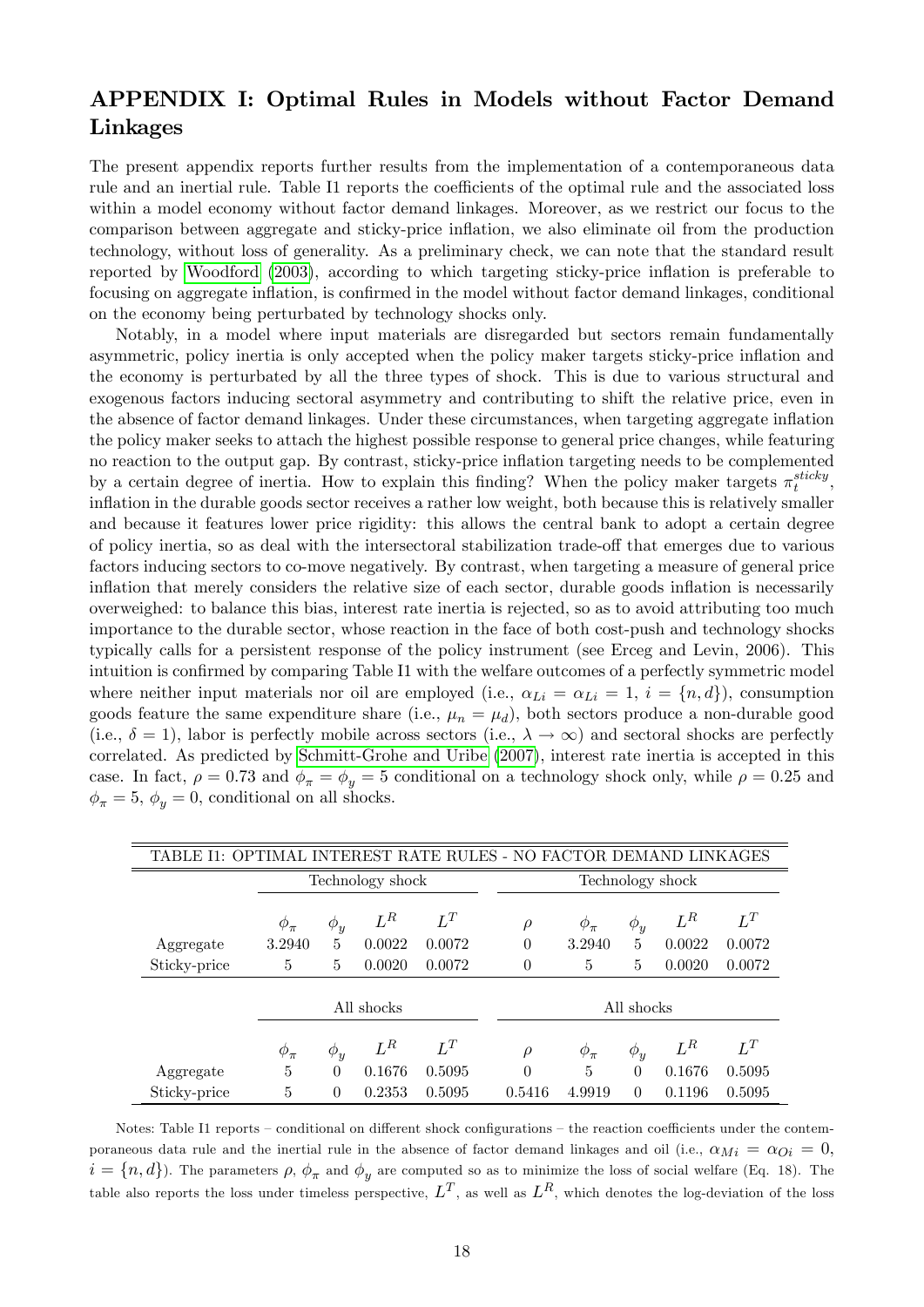## APPENDIX I: Optimal Rules in Models without Factor Demand Linkages

The present appendix reports further results from the implementation of a contemporaneous data rule and an inertial rule. Table I1 reports the coefficients of the optimal rule and the associated loss within a model economy without factor demand linkages. Moreover, as we restrict our focus to the comparison between aggregate and sticky-price inflation, we also eliminate oil from the production technology, without loss of generality. As a preliminary check, we can note that the standard result reported by Woodford (2003), according to which targeting sticky-price inflation is preferable to focusing on aggregate inflation, is confirmed in the model without factor demand linkages, conditional on the economy being perturbated by technology shocks only.

Notably, in a model where input materials are disregarded but sectors remain fundamentally asymmetric, policy inertia is only accepted when the policy maker targets sticky-price inflation and the economy is perturbated by all the three types of shock. This is due to various structural and exogenous factors inducing sectoral asymmetry and contributing to shift the relative price, even in the absence of factor demand linkages. Under these circumstances, when targeting aggregate inflation the policy maker seeks to attach the highest possible response to general price changes, while featuring no reaction to the output gap. By contrast, sticky-price inflation targeting needs to be complemented by a certain degree of inertia. How to explain this finding? When the policy maker targets $\pi_t^{sticky}$, inflation in the durable goods sector receives a rather low weight, both because this is relatively smaller and because it features lower price rigidity: this allows the central bank to adopt a certain degree of policy inertia, so as deal with the intersectoral stabilization trade-off that emerges due to various factors inducing sectors to co-move negatively. By contrast, when targeting a measure of general price inflation that merely considers the relative size of each sector, durable goods inflation is necessarily overweighed: to balance this bias, interest rate inertia is rejected, so as to avoid attributing too much importance to the durable sector, whose reaction in the face of both cost-push and technology shocks typically calls for a persistent response of the policy instrument (see Erceg and Levin, 2006). This intuition is confirmed by comparing Table I1 with the welfare outcomes of a perfectly symmetric model where neither input materials nor oil are employed (i.e., $\alpha_{Li} = \alpha_{Li} = 1$, $i = \{n, d\}$), consumption goods feature the same expenditure share (i.e., $\mu_n = \mu_d$), both sectors produce a non-durable good (i.e., $\delta = 1$), labor is perfectly mobile across sectors (i.e., $\lambda \to \infty$) and sectoral shocks are perfectly correlated. As predicted by Schmitt-Grohe and Uribe (2007), interest rate inertia is accepted in this case. In fact, $\rho = 0.73$ and $\phi_\pi = \phi_y = 5$ conditional on a technology shock only, while $\rho = 0.25$ and $\phi_\pi = 5$, $\phi_y = 0$, conditional on all shocks.

TABLE I1: OPTIMAL INTEREST RATE RULES - NO FACTOR DEMAND LINKAGES

| | Technology shock | | | | Technology shock | | | | |
|---|---|---|---|---|---|---|---|---|---|
| | $\phi_\pi$ | $\phi_y$ | $L^R$ | $L^T$ | $\rho$ | $\phi_\pi$ | $\phi_y$ | $L^R$ | $L^T$ |
| Aggregate | 3.2940 | 5 | 0.0022 | 0.0072 | 0 | 3.2940 | 5 | 0.0022 | 0.0072 |
| Sticky-price | 5 | 5 | 0.0020 | 0.0072 | 0 | 5 | 5 | 0.0020 | 0.0072 |
| | **All shocks** | | | | **All shocks** | | | | |
| | $\phi_\pi$ | $\phi_y$ | $L^R$ | $L^T$ | $\rho$ | $\phi_\pi$ | $\phi_y$ | $L^R$ | $L^T$ |
| Aggregate | 5 | 0 | 0.1676 | 0.5095 | 0 | 5 | 0 | 0.1676 | 0.5095 |
| Sticky-price | 5 | 0 | 0.2353 | 0.5095 | 0.5416 | 4.9919 | 0 | 0.1196 | 0.5095 |

Notes: Table I1 reports – conditional on different shock configurations – the reaction coefficients under the contemporaneous data rule and the inertial rule in the absence of factor demand linkages and oil (i.e., $\alpha_{Mi} = \alpha_{Oi} = 0$, $i = \{n, d\}$). The parameters $\rho$, $\phi_\pi$ and $\phi_y$ are computed so as to minimize the loss of social welfare (Eq. 18). The table also reports the loss under timeless perspective, $L^T$, as well as $L^R$, which denotes the log-deviation of the loss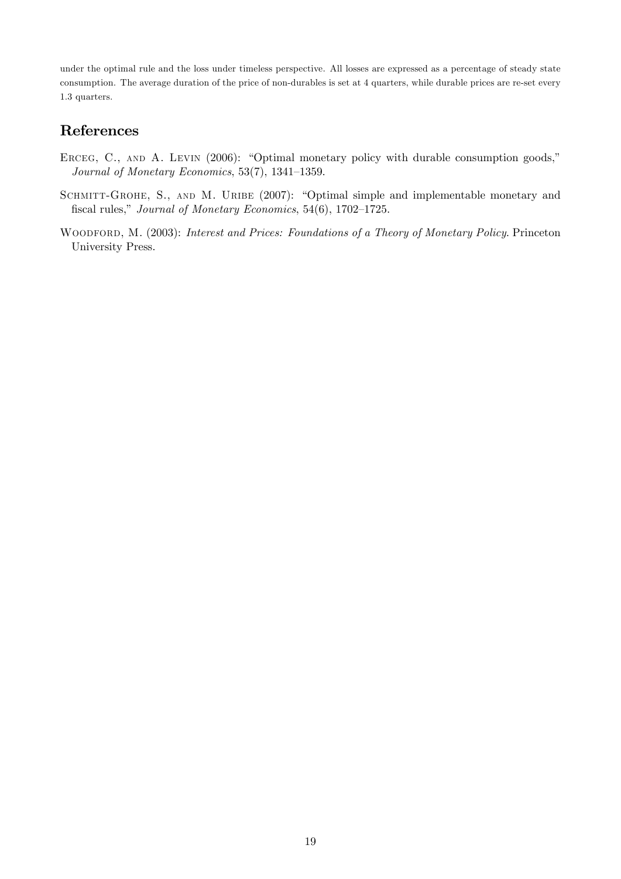under the optimal rule and the loss under timeless perspective. All losses are expressed as a percentage of steady state consumption. The average duration of the price of non-durables is set at 4 quarters, while durable prices are re-set every 1.3 quarters.

## References

Erceg, C., and A. Levin (2006): "Optimal monetary policy with durable consumption goods," *Journal of Monetary Economics*, 53(7), 1341–1359.

Schmitt-Grohe, S., and M. Uribe (2007): "Optimal simple and implementable monetary and fiscal rules," *Journal of Monetary Economics*, 54(6), 1702–1725.

Woodford, M. (2003): *Interest and Prices: Foundations of a Theory of Monetary Policy.* Princeton University Press.